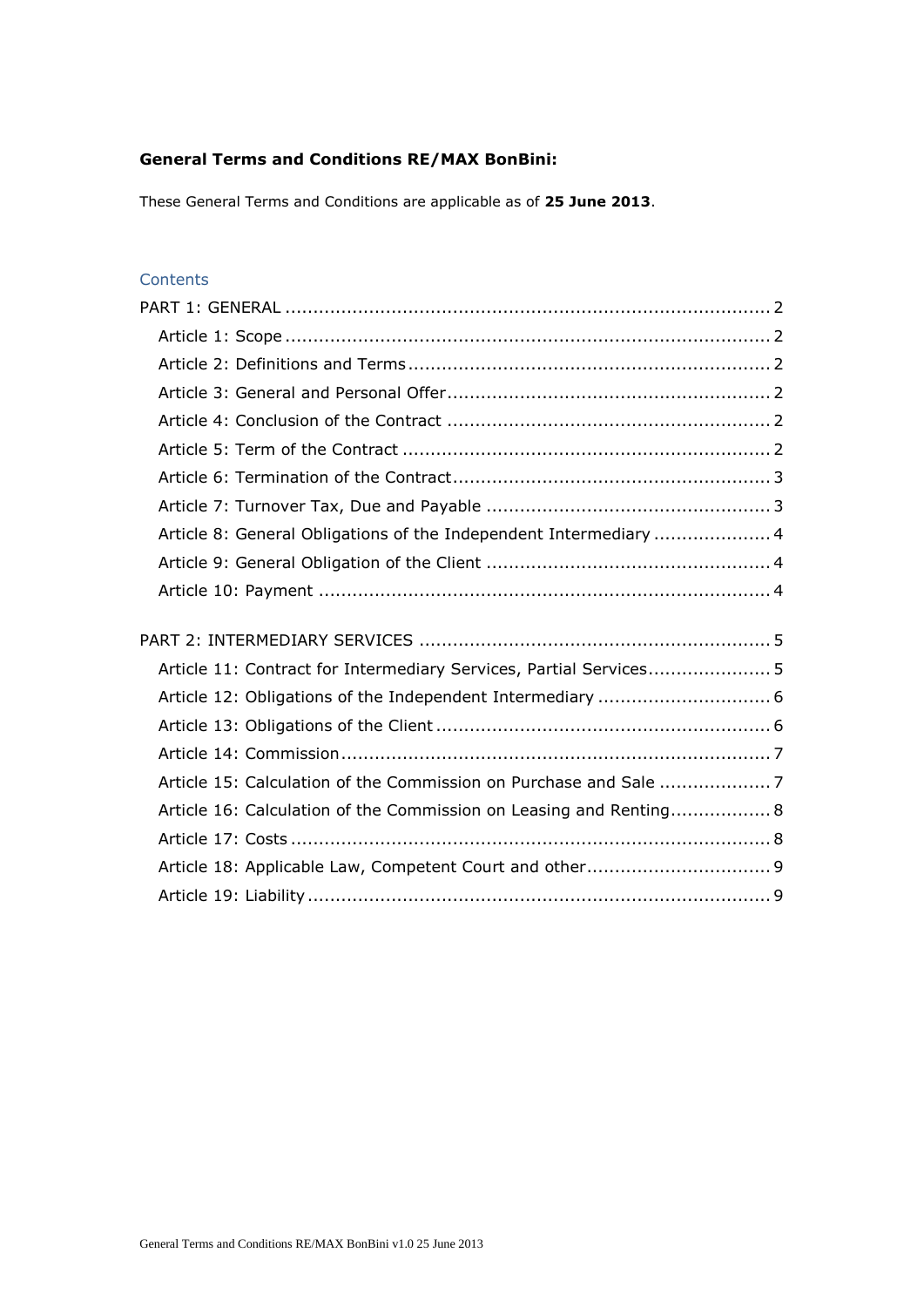**General Terms and Conditions RE/MAX BonBini:**

These General Terms and Conditions are applicable as of **25 June 2013**.

## Contents

PART 1: GENERAL ........................................................................................ 2

- Article 1: Scope ........................................................................................ 2
- Article 2: Definitions and Terms .................................................................. 2
- Article 3: General and Personal Offer ........................................................... 2
- Article 4: Conclusion of the Contract ............................................................ 2
- Article 5: Term of the Contract .................................................................... 2
- Article 6: Termination of the Contract .......................................................... 3
- Article 7: Turnover Tax, Due and Payable ..................................................... 3
- Article 8: General Obligations of the Independent Intermediary ..................... 4
- Article 9: General Obligation of the Client .................................................... 4
- Article 10: Payment ................................................................................... 4

PART 2: INTERMEDIARY SERVICES ................................................................ 5

- Article 11: Contract for Intermediary Services, Partial Services ...................... 5
- Article 12: Obligations of the Independent Intermediary ................................ 6
- Article 13: Obligations of the Client ............................................................. 6
- Article 14: Commission .............................................................................. 7
- Article 15: Calculation of the Commission on Purchase and Sale ...................... 7
- Article 16: Calculation of the Commission on Leasing and Renting .................. 8
- Article 17: Costs ........................................................................................ 8
- Article 18: Applicable Law, Competent Court and other .................................. 9
- Article 19: Liability ..................................................................................... 9

General Terms and Conditions RE/MAX BonBini v1.0 25 June 2013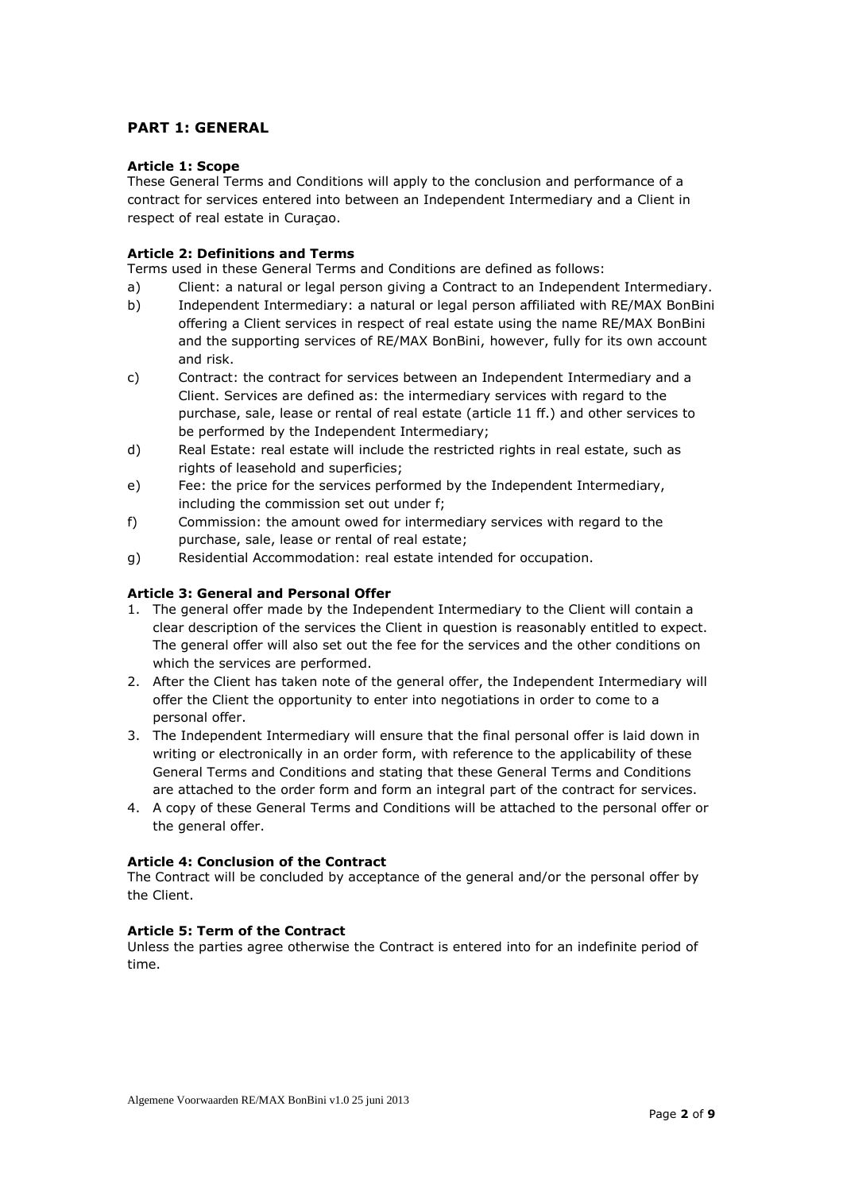## PART 1: GENERAL

### Article 1: Scope

These General Terms and Conditions will apply to the conclusion and performance of a contract for services entered into between an Independent Intermediary and a Client in respect of real estate in Curaçao.

### Article 2: Definitions and Terms

Terms used in these General Terms and Conditions are defined as follows:

a) Client: a natural or legal person giving a Contract to an Independent Intermediary.

b) Independent Intermediary: a natural or legal person affiliated with RE/MAX BonBini offering a Client services in respect of real estate using the name RE/MAX BonBini and the supporting services of RE/MAX BonBini, however, fully for its own account and risk.

c) Contract: the contract for services between an Independent Intermediary and a Client. Services are defined as: the intermediary services with regard to the purchase, sale, lease or rental of real estate (article 11 ff.) and other services to be performed by the Independent Intermediary;

d) Real Estate: real estate will include the restricted rights in real estate, such as rights of leasehold and superficies;

e) Fee: the price for the services performed by the Independent Intermediary, including the commission set out under f;

f) Commission: the amount owed for intermediary services with regard to the purchase, sale, lease or rental of real estate;

g) Residential Accommodation: real estate intended for occupation.

### Article 3: General and Personal Offer

1. The general offer made by the Independent Intermediary to the Client will contain a clear description of the services the Client in question is reasonably entitled to expect. The general offer will also set out the fee for the services and the other conditions on which the services are performed.
2. After the Client has taken note of the general offer, the Independent Intermediary will offer the Client the opportunity to enter into negotiations in order to come to a personal offer.
3. The Independent Intermediary will ensure that the final personal offer is laid down in writing or electronically in an order form, with reference to the applicability of these General Terms and Conditions and stating that these General Terms and Conditions are attached to the order form and form an integral part of the contract for services.
4. A copy of these General Terms and Conditions will be attached to the personal offer or the general offer.

### Article 4: Conclusion of the Contract

The Contract will be concluded by acceptance of the general and/or the personal offer by the Client.

### Article 5: Term of the Contract

Unless the parties agree otherwise the Contract is entered into for an indefinite period of time.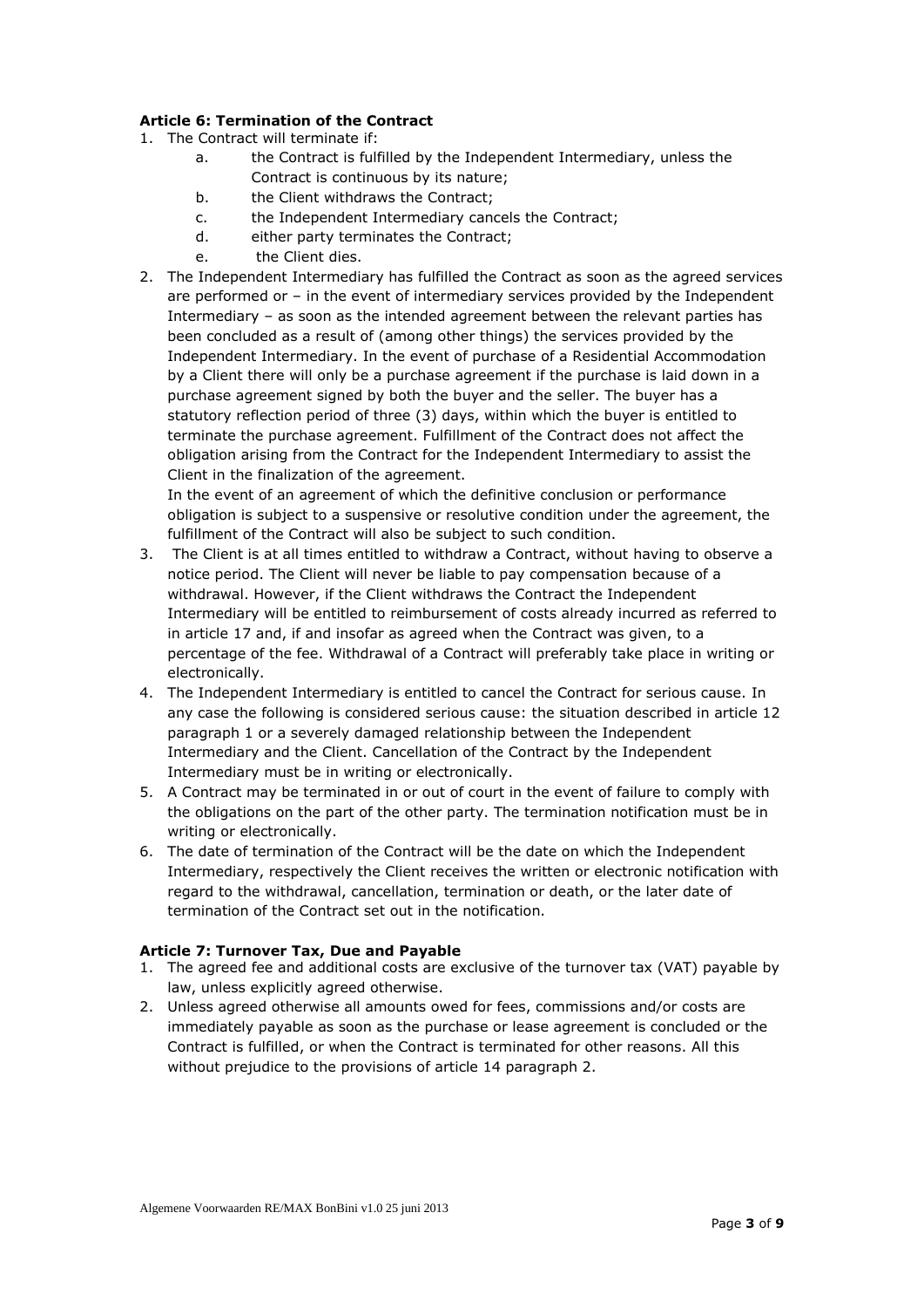**Article 6: Termination of the Contract**

1. The Contract will terminate if:
   a. the Contract is fulfilled by the Independent Intermediary, unless the Contract is continuous by its nature;
   b. the Client withdraws the Contract;
   c. the Independent Intermediary cancels the Contract;
   d. either party terminates the Contract;
   e. the Client dies.
2. The Independent Intermediary has fulfilled the Contract as soon as the agreed services are performed or – in the event of intermediary services provided by the Independent Intermediary – as soon as the intended agreement between the relevant parties has been concluded as a result of (among other things) the services provided by the Independent Intermediary. In the event of purchase of a Residential Accommodation by a Client there will only be a purchase agreement if the purchase is laid down in a purchase agreement signed by both the buyer and the seller. The buyer has a statutory reflection period of three (3) days, within which the buyer is entitled to terminate the purchase agreement. Fulfillment of the Contract does not affect the obligation arising from the Contract for the Independent Intermediary to assist the Client in the finalization of the agreement.
   In the event of an agreement of which the definitive conclusion or performance obligation is subject to a suspensive or resolutive condition under the agreement, the fulfillment of the Contract will also be subject to such condition.
3. The Client is at all times entitled to withdraw a Contract, without having to observe a notice period. The Client will never be liable to pay compensation because of a withdrawal. However, if the Client withdraws the Contract the Independent Intermediary will be entitled to reimbursement of costs already incurred as referred to in article 17 and, if and insofar as agreed when the Contract was given, to a percentage of the fee. Withdrawal of a Contract will preferably take place in writing or electronically.
4. The Independent Intermediary is entitled to cancel the Contract for serious cause. In any case the following is considered serious cause: the situation described in article 12 paragraph 1 or a severely damaged relationship between the Independent Intermediary and the Client. Cancellation of the Contract by the Independent Intermediary must be in writing or electronically.
5. A Contract may be terminated in or out of court in the event of failure to comply with the obligations on the part of the other party. The termination notification must be in writing or electronically.
6. The date of termination of the Contract will be the date on which the Independent Intermediary, respectively the Client receives the written or electronic notification with regard to the withdrawal, cancellation, termination or death, or the later date of termination of the Contract set out in the notification.

**Article 7: Turnover Tax, Due and Payable**

1. The agreed fee and additional costs are exclusive of the turnover tax (VAT) payable by law, unless explicitly agreed otherwise.
2. Unless agreed otherwise all amounts owed for fees, commissions and/or costs are immediately payable as soon as the purchase or lease agreement is concluded or the Contract is fulfilled, or when the Contract is terminated for other reasons. All this without prejudice to the provisions of article 14 paragraph 2.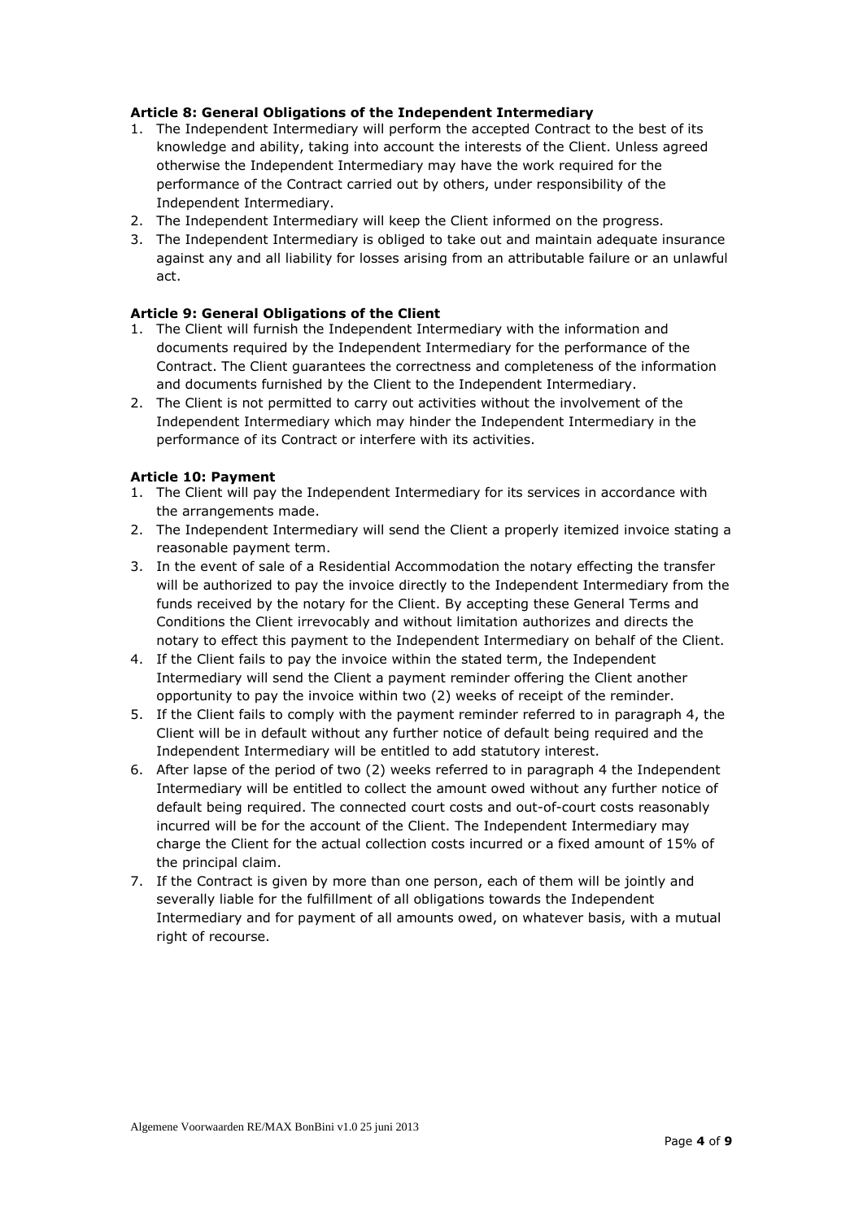**Article 8: General Obligations of the Independent Intermediary**

1. The Independent Intermediary will perform the accepted Contract to the best of its knowledge and ability, taking into account the interests of the Client. Unless agreed otherwise the Independent Intermediary may have the work required for the performance of the Contract carried out by others, under responsibility of the Independent Intermediary.
2. The Independent Intermediary will keep the Client informed on the progress.
3. The Independent Intermediary is obliged to take out and maintain adequate insurance against any and all liability for losses arising from an attributable failure or an unlawful act.

**Article 9: General Obligations of the Client**

1. The Client will furnish the Independent Intermediary with the information and documents required by the Independent Intermediary for the performance of the Contract. The Client guarantees the correctness and completeness of the information and documents furnished by the Client to the Independent Intermediary.
2. The Client is not permitted to carry out activities without the involvement of the Independent Intermediary which may hinder the Independent Intermediary in the performance of its Contract or interfere with its activities.

**Article 10: Payment**

1. The Client will pay the Independent Intermediary for its services in accordance with the arrangements made.
2. The Independent Intermediary will send the Client a properly itemized invoice stating a reasonable payment term.
3. In the event of sale of a Residential Accommodation the notary effecting the transfer will be authorized to pay the invoice directly to the Independent Intermediary from the funds received by the notary for the Client. By accepting these General Terms and Conditions the Client irrevocably and without limitation authorizes and directs the notary to effect this payment to the Independent Intermediary on behalf of the Client.
4. If the Client fails to pay the invoice within the stated term, the Independent Intermediary will send the Client a payment reminder offering the Client another opportunity to pay the invoice within two (2) weeks of receipt of the reminder.
5. If the Client fails to comply with the payment reminder referred to in paragraph 4, the Client will be in default without any further notice of default being required and the Independent Intermediary will be entitled to add statutory interest.
6. After lapse of the period of two (2) weeks referred to in paragraph 4 the Independent Intermediary will be entitled to collect the amount owed without any further notice of default being required. The connected court costs and out-of-court costs reasonably incurred will be for the account of the Client. The Independent Intermediary may charge the Client for the actual collection costs incurred or a fixed amount of 15% of the principal claim.
7. If the Contract is given by more than one person, each of them will be jointly and severally liable for the fulfillment of all obligations towards the Independent Intermediary and for payment of all amounts owed, on whatever basis, with a mutual right of recourse.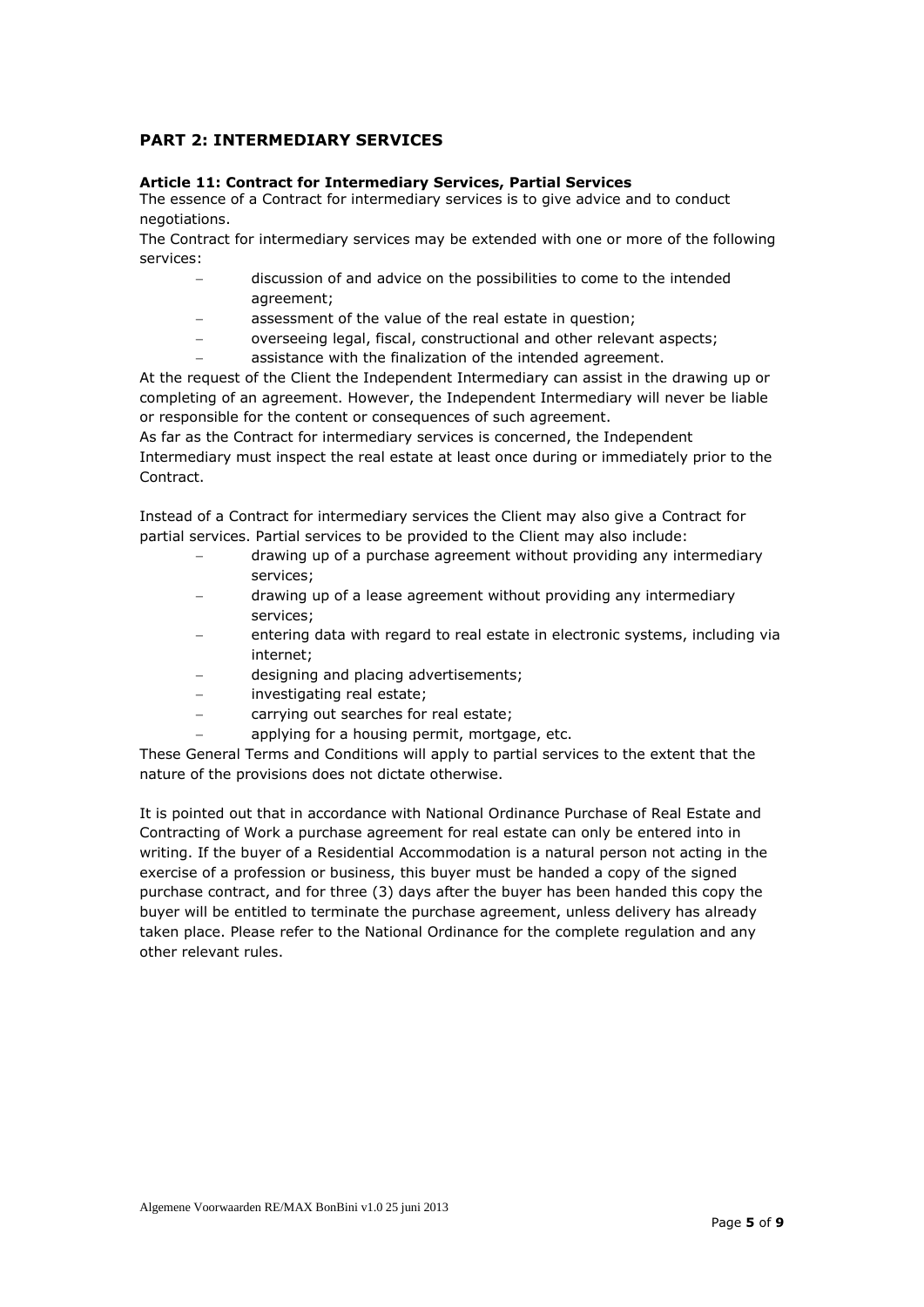## PART 2: INTERMEDIARY SERVICES

**Article 11: Contract for Intermediary Services, Partial Services**

The essence of a Contract for intermediary services is to give advice and to conduct negotiations.

The Contract for intermediary services may be extended with one or more of the following services:

- discussion of and advice on the possibilities to come to the intended agreement;
- assessment of the value of the real estate in question;
- overseeing legal, fiscal, constructional and other relevant aspects;
- assistance with the finalization of the intended agreement.

At the request of the Client the Independent Intermediary can assist in the drawing up or completing of an agreement. However, the Independent Intermediary will never be liable or responsible for the content or consequences of such agreement.

As far as the Contract for intermediary services is concerned, the Independent Intermediary must inspect the real estate at least once during or immediately prior to the Contract.

Instead of a Contract for intermediary services the Client may also give a Contract for partial services. Partial services to be provided to the Client may also include:

- drawing up of a purchase agreement without providing any intermediary services;
- drawing up of a lease agreement without providing any intermediary services;
- entering data with regard to real estate in electronic systems, including via internet;
- designing and placing advertisements;
- investigating real estate;
- carrying out searches for real estate;
- applying for a housing permit, mortgage, etc.

These General Terms and Conditions will apply to partial services to the extent that the nature of the provisions does not dictate otherwise.

It is pointed out that in accordance with National Ordinance Purchase of Real Estate and Contracting of Work a purchase agreement for real estate can only be entered into in writing. If the buyer of a Residential Accommodation is a natural person not acting in the exercise of a profession or business, this buyer must be handed a copy of the signed purchase contract, and for three (3) days after the buyer has been handed this copy the buyer will be entitled to terminate the purchase agreement, unless delivery has already taken place. Please refer to the National Ordinance for the complete regulation and any other relevant rules.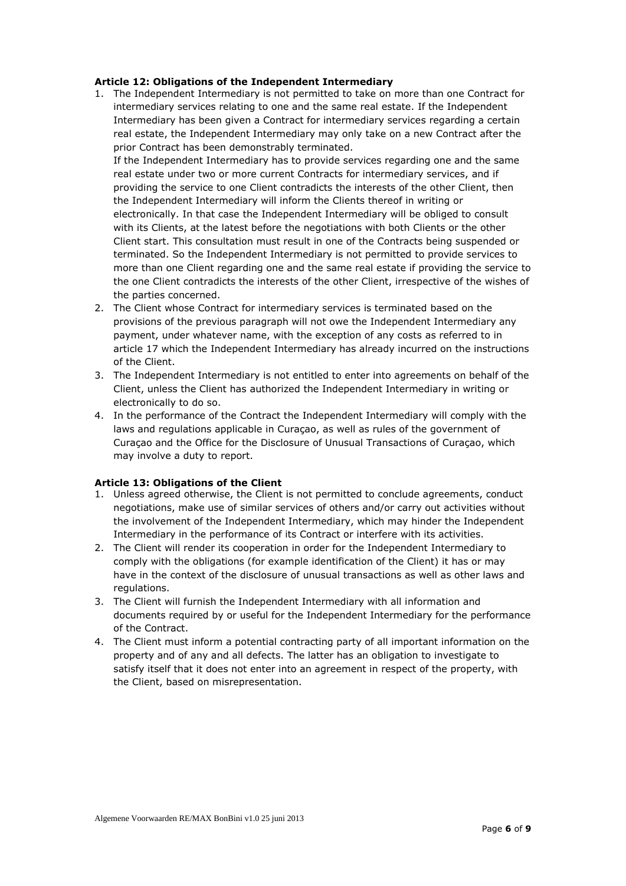**Article 12: Obligations of the Independent Intermediary**

1. The Independent Intermediary is not permitted to take on more than one Contract for intermediary services relating to one and the same real estate. If the Independent Intermediary has been given a Contract for intermediary services regarding a certain real estate, the Independent Intermediary may only take on a new Contract after the prior Contract has been demonstrably terminated.
   If the Independent Intermediary has to provide services regarding one and the same real estate under two or more current Contracts for intermediary services, and if providing the service to one Client contradicts the interests of the other Client, then the Independent Intermediary will inform the Clients thereof in writing or electronically. In that case the Independent Intermediary will be obliged to consult with its Clients, at the latest before the negotiations with both Clients or the other Client start. This consultation must result in one of the Contracts being suspended or terminated. So the Independent Intermediary is not permitted to provide services to more than one Client regarding one and the same real estate if providing the service to the one Client contradicts the interests of the other Client, irrespective of the wishes of the parties concerned.
2. The Client whose Contract for intermediary services is terminated based on the provisions of the previous paragraph will not owe the Independent Intermediary any payment, under whatever name, with the exception of any costs as referred to in article 17 which the Independent Intermediary has already incurred on the instructions of the Client.
3. The Independent Intermediary is not entitled to enter into agreements on behalf of the Client, unless the Client has authorized the Independent Intermediary in writing or electronically to do so.
4. In the performance of the Contract the Independent Intermediary will comply with the laws and regulations applicable in Curaçao, as well as rules of the government of Curaçao and the Office for the Disclosure of Unusual Transactions of Curaçao, which may involve a duty to report.

**Article 13: Obligations of the Client**

1. Unless agreed otherwise, the Client is not permitted to conclude agreements, conduct negotiations, make use of similar services of others and/or carry out activities without the involvement of the Independent Intermediary, which may hinder the Independent Intermediary in the performance of its Contract or interfere with its activities.
2. The Client will render its cooperation in order for the Independent Intermediary to comply with the obligations (for example identification of the Client) it has or may have in the context of the disclosure of unusual transactions as well as other laws and regulations.
3. The Client will furnish the Independent Intermediary with all information and documents required by or useful for the Independent Intermediary for the performance of the Contract.
4. The Client must inform a potential contracting party of all important information on the property and of any and all defects. The latter has an obligation to investigate to satisfy itself that it does not enter into an agreement in respect of the property, with the Client, based on misrepresentation.

Algemene Voorwaarden RE/MAX BonBini v1.0 25 juni 2013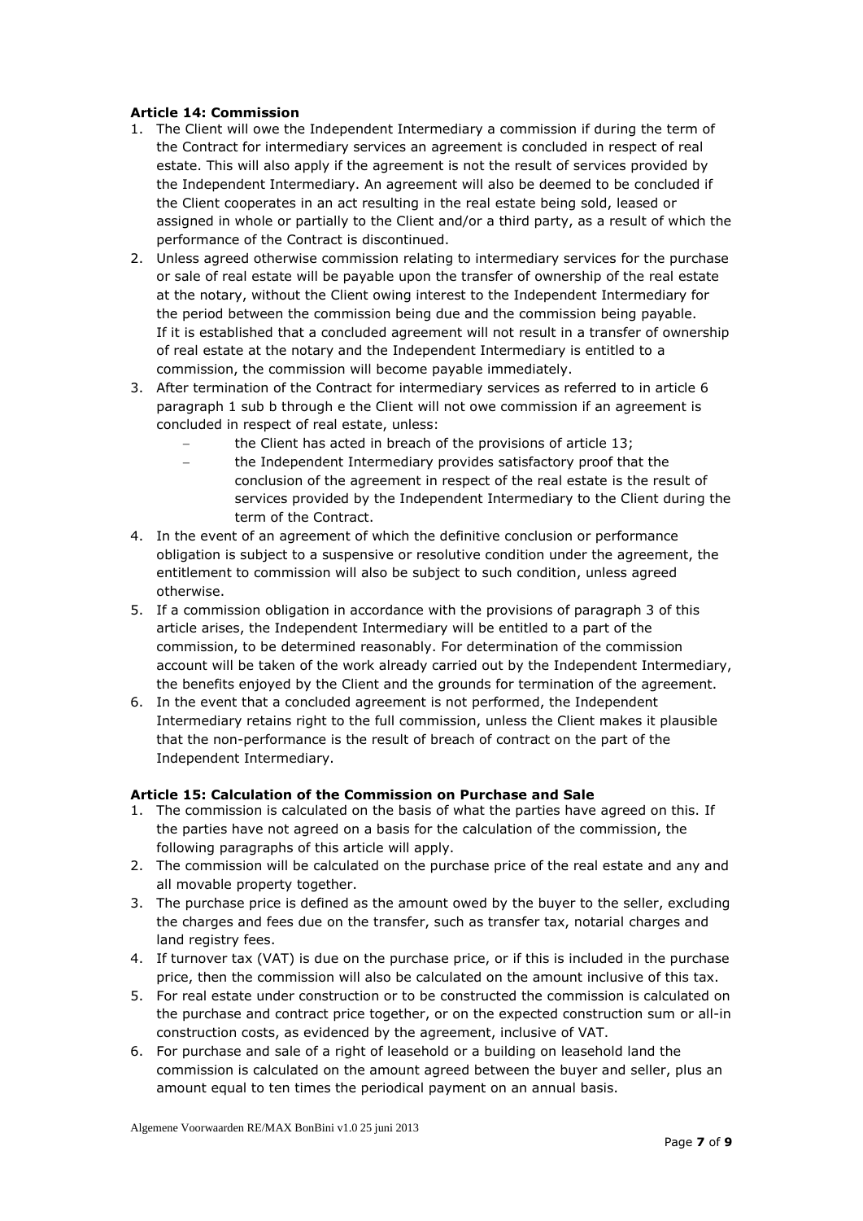**Article 14: Commission**

1. The Client will owe the Independent Intermediary a commission if during the term of the Contract for intermediary services an agreement is concluded in respect of real estate. This will also apply if the agreement is not the result of services provided by the Independent Intermediary. An agreement will also be deemed to be concluded if the Client cooperates in an act resulting in the real estate being sold, leased or assigned in whole or partially to the Client and/or a third party, as a result of which the performance of the Contract is discontinued.
2. Unless agreed otherwise commission relating to intermediary services for the purchase or sale of real estate will be payable upon the transfer of ownership of the real estate at the notary, without the Client owing interest to the Independent Intermediary for the period between the commission being due and the commission being payable. If it is established that a concluded agreement will not result in a transfer of ownership of real estate at the notary and the Independent Intermediary is entitled to a commission, the commission will become payable immediately.
3. After termination of the Contract for intermediary services as referred to in article 6 paragraph 1 sub b through e the Client will not owe commission if an agreement is concluded in respect of real estate, unless:
   - the Client has acted in breach of the provisions of article 13;
   - the Independent Intermediary provides satisfactory proof that the conclusion of the agreement in respect of the real estate is the result of services provided by the Independent Intermediary to the Client during the term of the Contract.
4. In the event of an agreement of which the definitive conclusion or performance obligation is subject to a suspensive or resolutive condition under the agreement, the entitlement to commission will also be subject to such condition, unless agreed otherwise.
5. If a commission obligation in accordance with the provisions of paragraph 3 of this article arises, the Independent Intermediary will be entitled to a part of the commission, to be determined reasonably. For determination of the commission account will be taken of the work already carried out by the Independent Intermediary, the benefits enjoyed by the Client and the grounds for termination of the agreement.
6. In the event that a concluded agreement is not performed, the Independent Intermediary retains right to the full commission, unless the Client makes it plausible that the non-performance is the result of breach of contract on the part of the Independent Intermediary.

**Article 15: Calculation of the Commission on Purchase and Sale**

1. The commission is calculated on the basis of what the parties have agreed on this. If the parties have not agreed on a basis for the calculation of the commission, the following paragraphs of this article will apply.
2. The commission will be calculated on the purchase price of the real estate and any and all movable property together.
3. The purchase price is defined as the amount owed by the buyer to the seller, excluding the charges and fees due on the transfer, such as transfer tax, notarial charges and land registry fees.
4. If turnover tax (VAT) is due on the purchase price, or if this is included in the purchase price, then the commission will also be calculated on the amount inclusive of this tax.
5. For real estate under construction or to be constructed the commission is calculated on the purchase and contract price together, or on the expected construction sum or all-in construction costs, as evidenced by the agreement, inclusive of VAT.
6. For purchase and sale of a right of leasehold or a building on leasehold land the commission is calculated on the amount agreed between the buyer and seller, plus an amount equal to ten times the periodical payment on an annual basis.

Algemene Voorwaarden RE/MAX BonBini v1.0 25 juni 2013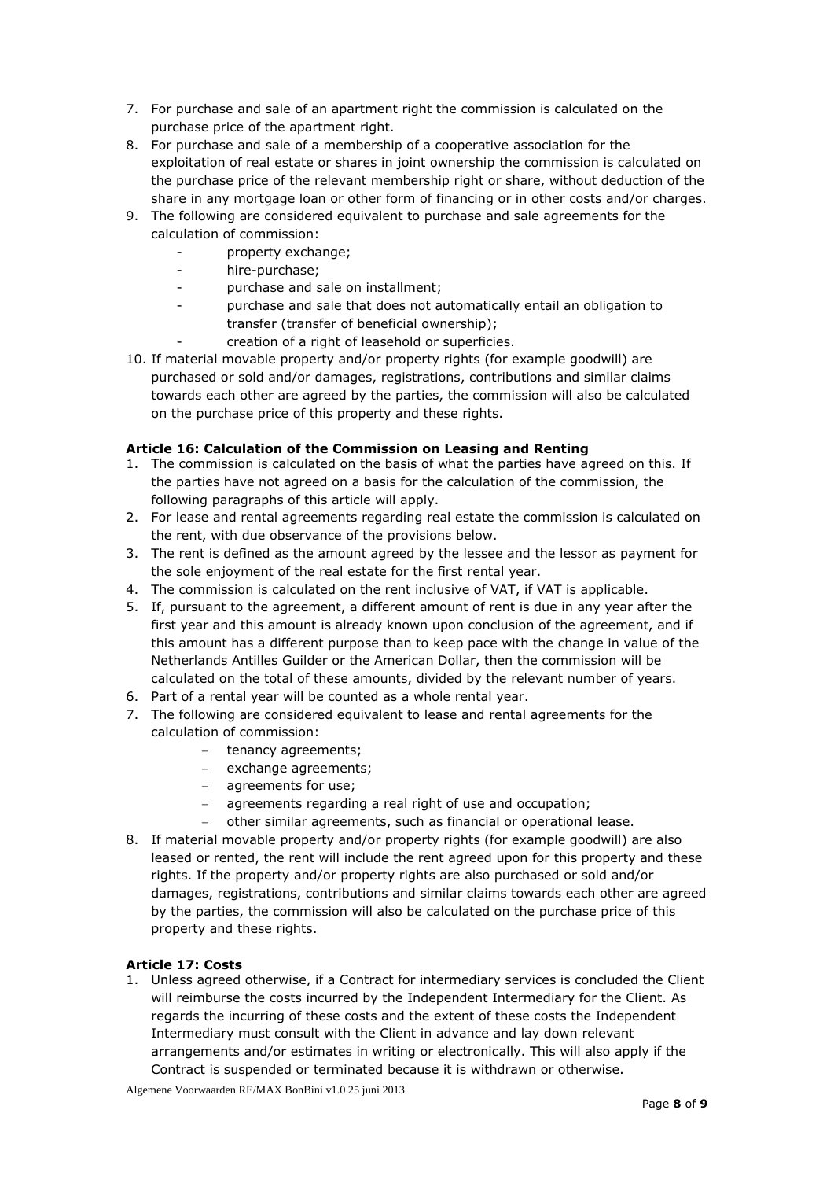7. For purchase and sale of an apartment right the commission is calculated on the purchase price of the apartment right.
8. For purchase and sale of a membership of a cooperative association for the exploitation of real estate or shares in joint ownership the commission is calculated on the purchase price of the relevant membership right or share, without deduction of the share in any mortgage loan or other form of financing or in other costs and/or charges.
9. The following are considered equivalent to purchase and sale agreements for the calculation of commission:
   - property exchange;
   - hire-purchase;
   - purchase and sale on installment;
   - purchase and sale that does not automatically entail an obligation to transfer (transfer of beneficial ownership);
   - creation of a right of leasehold or superficies.
10. If material movable property and/or property rights (for example goodwill) are purchased or sold and/or damages, registrations, contributions and similar claims towards each other are agreed by the parties, the commission will also be calculated on the purchase price of this property and these rights.

**Article 16: Calculation of the Commission on Leasing and Renting**

1. The commission is calculated on the basis of what the parties have agreed on this. If the parties have not agreed on a basis for the calculation of the commission, the following paragraphs of this article will apply.
2. For lease and rental agreements regarding real estate the commission is calculated on the rent, with due observance of the provisions below.
3. The rent is defined as the amount agreed by the lessee and the lessor as payment for the sole enjoyment of the real estate for the first rental year.
4. The commission is calculated on the rent inclusive of VAT, if VAT is applicable.
5. If, pursuant to the agreement, a different amount of rent is due in any year after the first year and this amount is already known upon conclusion of the agreement, and if this amount has a different purpose than to keep pace with the change in value of the Netherlands Antilles Guilder or the American Dollar, then the commission will be calculated on the total of these amounts, divided by the relevant number of years.
6. Part of a rental year will be counted as a whole rental year.
7. The following are considered equivalent to lease and rental agreements for the calculation of commission:
   - tenancy agreements;
   - exchange agreements;
   - agreements for use;
   - agreements regarding a real right of use and occupation;
   - other similar agreements, such as financial or operational lease.
8. If material movable property and/or property rights (for example goodwill) are also leased or rented, the rent will include the rent agreed upon for this property and these rights. If the property and/or property rights are also purchased or sold and/or damages, registrations, contributions and similar claims towards each other are agreed by the parties, the commission will also be calculated on the purchase price of this property and these rights.

**Article 17: Costs**

1. Unless agreed otherwise, if a Contract for intermediary services is concluded the Client will reimburse the costs incurred by the Independent Intermediary for the Client. As regards the incurring of these costs and the extent of these costs the Independent Intermediary must consult with the Client in advance and lay down relevant arrangements and/or estimates in writing or electronically. This will also apply if the Contract is suspended or terminated because it is withdrawn or otherwise.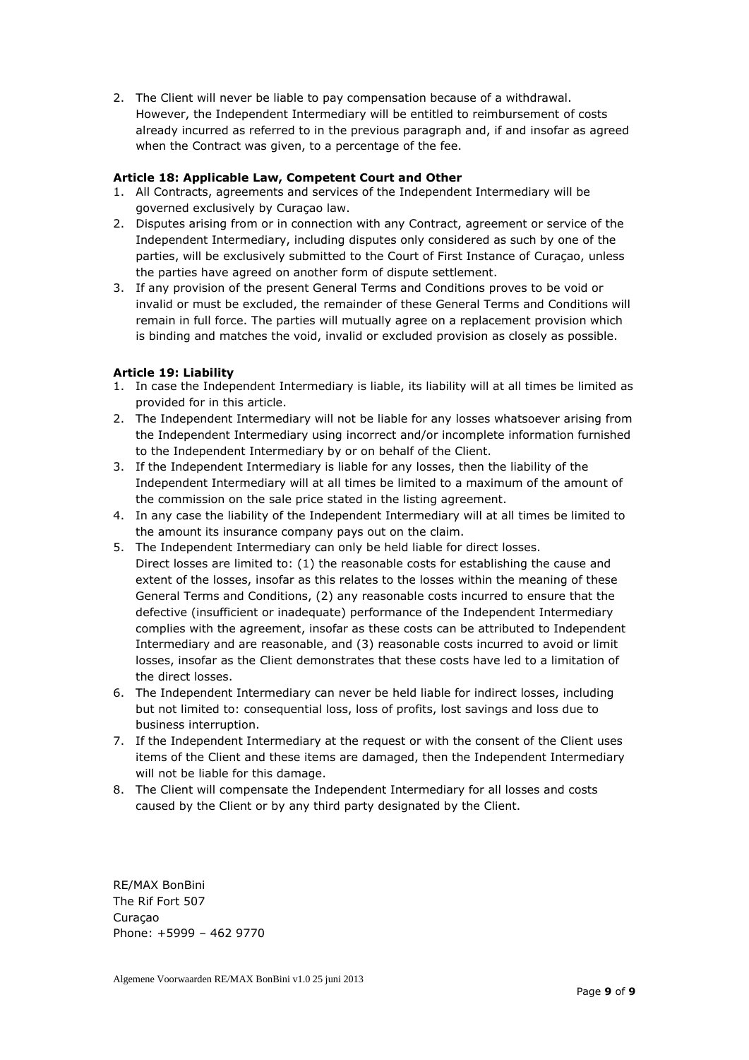2. The Client will never be liable to pay compensation because of a withdrawal. However, the Independent Intermediary will be entitled to reimbursement of costs already incurred as referred to in the previous paragraph and, if and insofar as agreed when the Contract was given, to a percentage of the fee.

**Article 18: Applicable Law, Competent Court and Other**

1. All Contracts, agreements and services of the Independent Intermediary will be governed exclusively by Curaçao law.
2. Disputes arising from or in connection with any Contract, agreement or service of the Independent Intermediary, including disputes only considered as such by one of the parties, will be exclusively submitted to the Court of First Instance of Curaçao, unless the parties have agreed on another form of dispute settlement.
3. If any provision of the present General Terms and Conditions proves to be void or invalid or must be excluded, the remainder of these General Terms and Conditions will remain in full force. The parties will mutually agree on a replacement provision which is binding and matches the void, invalid or excluded provision as closely as possible.

**Article 19: Liability**

1. In case the Independent Intermediary is liable, its liability will at all times be limited as provided for in this article.
2. The Independent Intermediary will not be liable for any losses whatsoever arising from the Independent Intermediary using incorrect and/or incomplete information furnished to the Independent Intermediary by or on behalf of the Client.
3. If the Independent Intermediary is liable for any losses, then the liability of the Independent Intermediary will at all times be limited to a maximum of the amount of the commission on the sale price stated in the listing agreement.
4. In any case the liability of the Independent Intermediary will at all times be limited to the amount its insurance company pays out on the claim.
5. The Independent Intermediary can only be held liable for direct losses. Direct losses are limited to: (1) the reasonable costs for establishing the cause and extent of the losses, insofar as this relates to the losses within the meaning of these General Terms and Conditions, (2) any reasonable costs incurred to ensure that the defective (insufficient or inadequate) performance of the Independent Intermediary complies with the agreement, insofar as these costs can be attributed to Independent Intermediary and are reasonable, and (3) reasonable costs incurred to avoid or limit losses, insofar as the Client demonstrates that these costs have led to a limitation of the direct losses.
6. The Independent Intermediary can never be held liable for indirect losses, including but not limited to: consequential loss, loss of profits, lost savings and loss due to business interruption.
7. If the Independent Intermediary at the request or with the consent of the Client uses items of the Client and these items are damaged, then the Independent Intermediary will not be liable for this damage.
8. The Client will compensate the Independent Intermediary for all losses and costs caused by the Client or by any third party designated by the Client.

RE/MAX BonBini
The Rif Fort 507
Curaçao
Phone: +5999 – 462 9770